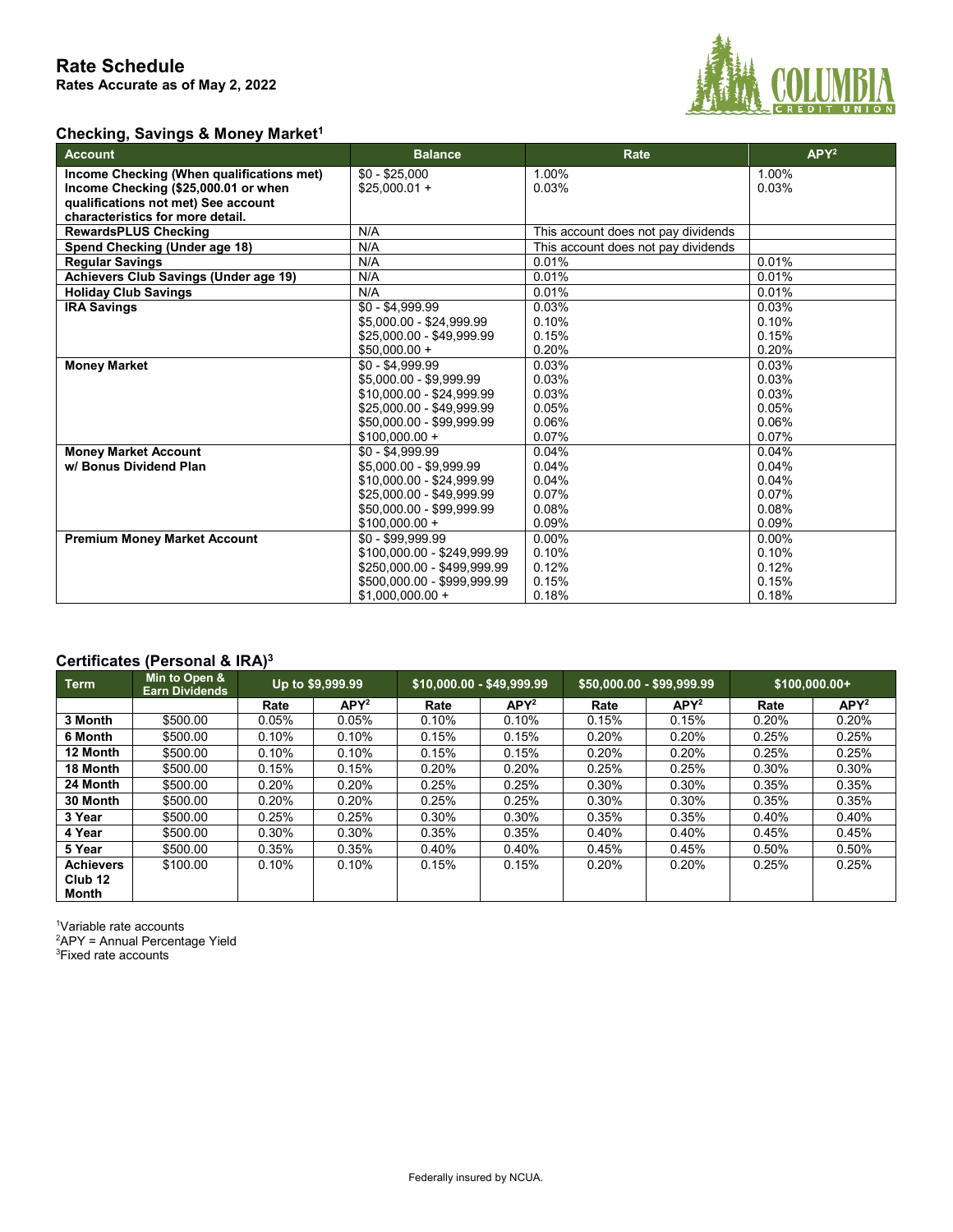# Rate Schedule

**Rates Accurate as of May 2, 2022**

COLUMBIA CREDIT UNION

## Checking, Savings & Money Market[1]

| Account | Balance | Rate | APY[2] |
|---|---|---|---|
| **Income Checking (When qualifications met)**<br>**Income Checking ($25,000.01 or when qualifications not met) See account characteristics for more detail.** | $0 - $25,000<br>$25,000.01 + | 1.00%<br>0.03% | 1.00%<br>0.03% |
| **RewardsPLUS Checking** | N/A | This account does not pay dividends | |
| **Spend Checking (Under age 18)** | N/A | This account does not pay dividends | |
| **Regular Savings** | N/A | 0.01% | 0.01% |
| **Achievers Club Savings (Under age 19)** | N/A | 0.01% | 0.01% |
| **Holiday Club Savings** | N/A | 0.01% | 0.01% |
| **IRA Savings** | $0 - $4,999.99<br>$5,000.00 - $24,999.99<br>$25,000.00 - $49,999.99<br>$50,000.00 + | 0.03%<br>0.10%<br>0.15%<br>0.20% | 0.03%<br>0.10%<br>0.15%<br>0.20% |
| **Money Market** | $0 - $4,999.99<br>$5,000.00 - $9,999.99<br>$10,000.00 - $24,999.99<br>$25,000.00 - $49,999.99<br>$50,000.00 - $99,999.99<br>$100,000.00 + | 0.03%<br>0.03%<br>0.03%<br>0.05%<br>0.06%<br>0.07% | 0.03%<br>0.03%<br>0.03%<br>0.05%<br>0.06%<br>0.07% |
| **Money Market Account w/ Bonus Dividend Plan** | $0 - $4,999.99<br>$5,000.00 - $9,999.99<br>$10,000.00 - $24,999.99<br>$25,000.00 - $49,999.99<br>$50,000.00 - $99,999.99<br>$100,000.00 + | 0.04%<br>0.04%<br>0.04%<br>0.07%<br>0.08%<br>0.09% | 0.04%<br>0.04%<br>0.04%<br>0.07%<br>0.08%<br>0.09% |
| **Premium Money Market Account** | $0 - $99,999.99<br>$100,000.00 - $249,999.99<br>$250,000.00 - $499,999.99<br>$500,000.00 - $999,999.99<br>$1,000,000.00 + | 0.00%<br>0.10%<br>0.12%<br>0.15%<br>0.18% | 0.00%<br>0.10%<br>0.12%<br>0.15%<br>0.18% |

## Certificates (Personal & IRA)[3]

| Term | Min to Open & Earn Dividends | Up to $9,999.99 | | $10,000.00 - $49,999.99 | | $50,000.00 - $99,999.99 | | $100,000.00+ | |
|---|---|---|---|---|---|---|---|---|---|
| | | Rate | APY[2] | Rate | APY[2] | Rate | APY[2] | Rate | APY[2] |
| **3 Month** | $500.00 | 0.05% | 0.05% | 0.10% | 0.10% | 0.15% | 0.15% | 0.20% | 0.20% |
| **6 Month** | $500.00 | 0.10% | 0.10% | 0.15% | 0.15% | 0.20% | 0.20% | 0.25% | 0.25% |
| **12 Month** | $500.00 | 0.10% | 0.10% | 0.15% | 0.15% | 0.20% | 0.20% | 0.25% | 0.25% |
| **18 Month** | $500.00 | 0.15% | 0.15% | 0.20% | 0.20% | 0.25% | 0.25% | 0.30% | 0.30% |
| **24 Month** | $500.00 | 0.20% | 0.20% | 0.25% | 0.25% | 0.30% | 0.30% | 0.35% | 0.35% |
| **30 Month** | $500.00 | 0.20% | 0.20% | 0.25% | 0.25% | 0.30% | 0.30% | 0.35% | 0.35% |
| **3 Year** | $500.00 | 0.25% | 0.25% | 0.30% | 0.30% | 0.35% | 0.35% | 0.40% | 0.40% |
| **4 Year** | $500.00 | 0.30% | 0.30% | 0.35% | 0.35% | 0.40% | 0.40% | 0.45% | 0.45% |
| **5 Year** | $500.00 | 0.35% | 0.35% | 0.40% | 0.40% | 0.45% | 0.45% | 0.50% | 0.50% |
| **Achievers Club 12 Month** | $100.00 | 0.10% | 0.10% | 0.15% | 0.15% | 0.20% | 0.20% | 0.25% | 0.25% |

[1]Variable rate accounts
[2]APY = Annual Percentage Yield
[3]Fixed rate accounts

Federally insured by NCUA.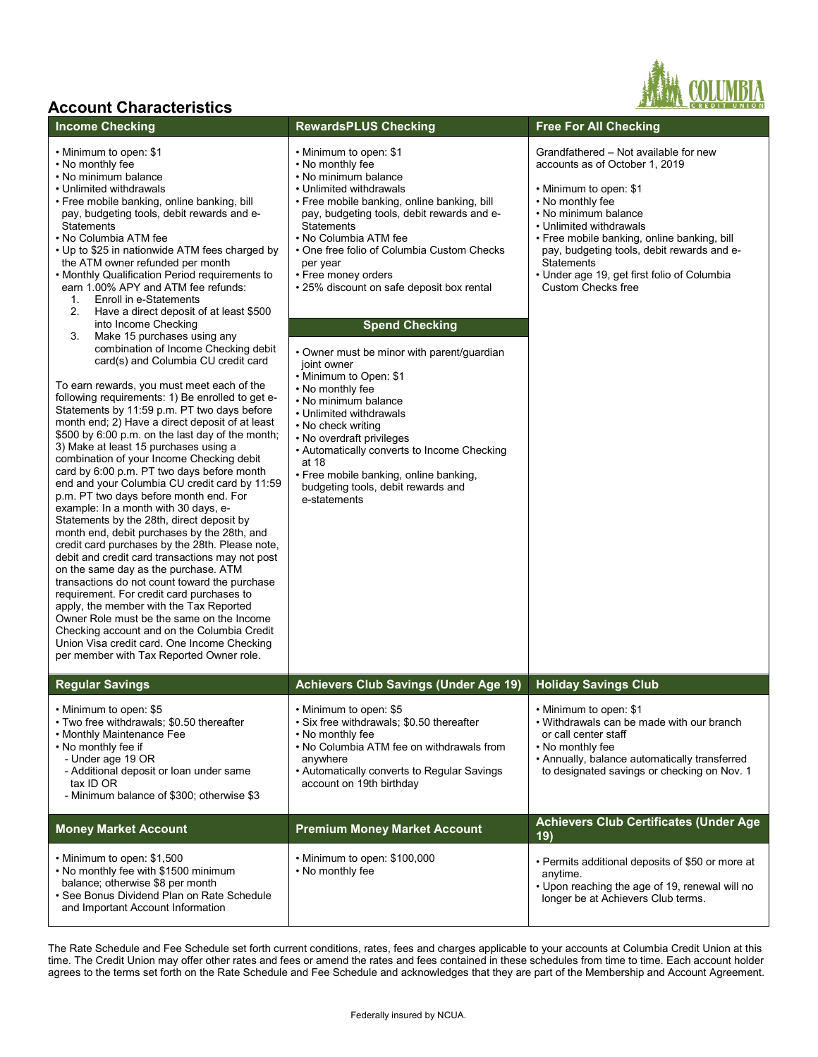## Account Characteristics

### Income Checking

- Minimum to open: $1
- No monthly fee
- No minimum balance
- Unlimited withdrawals
- Free mobile banking, online banking, bill pay, budgeting tools, debit rewards and e-Statements
- No Columbia ATM fee
- Up to $25 in nationwide ATM fees charged by the ATM owner refunded per month
- Monthly Qualification Period requirements to earn 1.00% APY and ATM fee refunds:
  1. Enroll in e-Statements
  2. Have a direct deposit of at least $500 into Income Checking
  3. Make 15 purchases using any combination of Income Checking debit card(s) and Columbia CU credit card

To earn rewards, you must meet each of the following requirements: 1) Be enrolled to get e-Statements by 11:59 p.m. PT two days before month end; 2) Have a direct deposit of at least $500 by 6:00 p.m. on the last day of the month; 3) Make at least 15 purchases using a combination of your Income Checking debit card by 6:00 p.m. PT two days before month end and your Columbia CU credit card by 11:59 p.m. PT two days before month end. For example: In a month with 30 days, e-Statements by the 28th, direct deposit by month end, debit purchases by the 28th, and credit card purchases by the 28th. Please note, debit and credit card transactions may not post on the same day as the purchase. ATM transactions do not count toward the purchase requirement. For credit card purchases to apply, the member with the Tax Reported Owner Role must be the same on the Income Checking account and on the Columbia Credit Union Visa credit card. One Income Checking per member with Tax Reported Owner role.

### RewardsPLUS Checking

- Minimum to open: $1
- No monthly fee
- No minimum balance
- Unlimited withdrawals
- Free mobile banking, online banking, bill pay, budgeting tools, debit rewards and e-Statements
- No Columbia ATM fee
- One free folio of Columbia Custom Checks per year
- Free money orders
- 25% discount on safe deposit box rental

### Spend Checking

- Owner must be minor with parent/guardian joint owner
- Minimum to Open: $1
- No monthly fee
- No minimum balance
- Unlimited withdrawals
- No check writing
- No overdraft privileges
- Automatically converts to Income Checking at 18
- Free mobile banking, online banking, budgeting tools, debit rewards and e-statements

### Free For All Checking

Grandfathered – Not available for new accounts as of October 1, 2019

- Minimum to open: $1
- No monthly fee
- No minimum balance
- Unlimited withdrawals
- Free mobile banking, online banking, bill pay, budgeting tools, debit rewards and e-Statements
- Under age 19, get first folio of Columbia Custom Checks free

### Regular Savings

- Minimum to open: $5
- Two free withdrawals; $0.50 thereafter
- Monthly Maintenance Fee
- No monthly fee if
  - Under age 19 OR
  - Additional deposit or loan under same tax ID OR
  - Minimum balance of $300; otherwise $3

### Achievers Club Savings (Under Age 19)

- Minimum to open: $5
- Six free withdrawals; $0.50 thereafter
- No monthly fee
- No Columbia ATM fee on withdrawals from anywhere
- Automatically converts to Regular Savings account on 19th birthday

### Holiday Savings Club

- Minimum to open: $1
- Withdrawals can be made with our branch or call center staff
- No monthly fee
- Annually, balance automatically transferred to designated savings or checking on Nov. 1

### Money Market Account

- Minimum to open: $1,500
- No monthly fee with $1500 minimum balance; otherwise $8 per month
- See Bonus Dividend Plan on Rate Schedule and Important Account Information

### Premium Money Market Account

- Minimum to open: $100,000
- No monthly fee

### Achievers Club Certificates (Under Age 19)

- Permits additional deposits of $50 or more at anytime.
- Upon reaching the age of 19, renewal will no longer be at Achievers Club terms.

The Rate Schedule and Fee Schedule set forth current conditions, rates, fees and charges applicable to your accounts at Columbia Credit Union at this time. The Credit Union may offer other rates and fees or amend the rates and fees contained in these schedules from time to time. Each account holder agrees to the terms set forth on the Rate Schedule and Fee Schedule and acknowledges that they are part of the Membership and Account Agreement.

Federally insured by NCUA.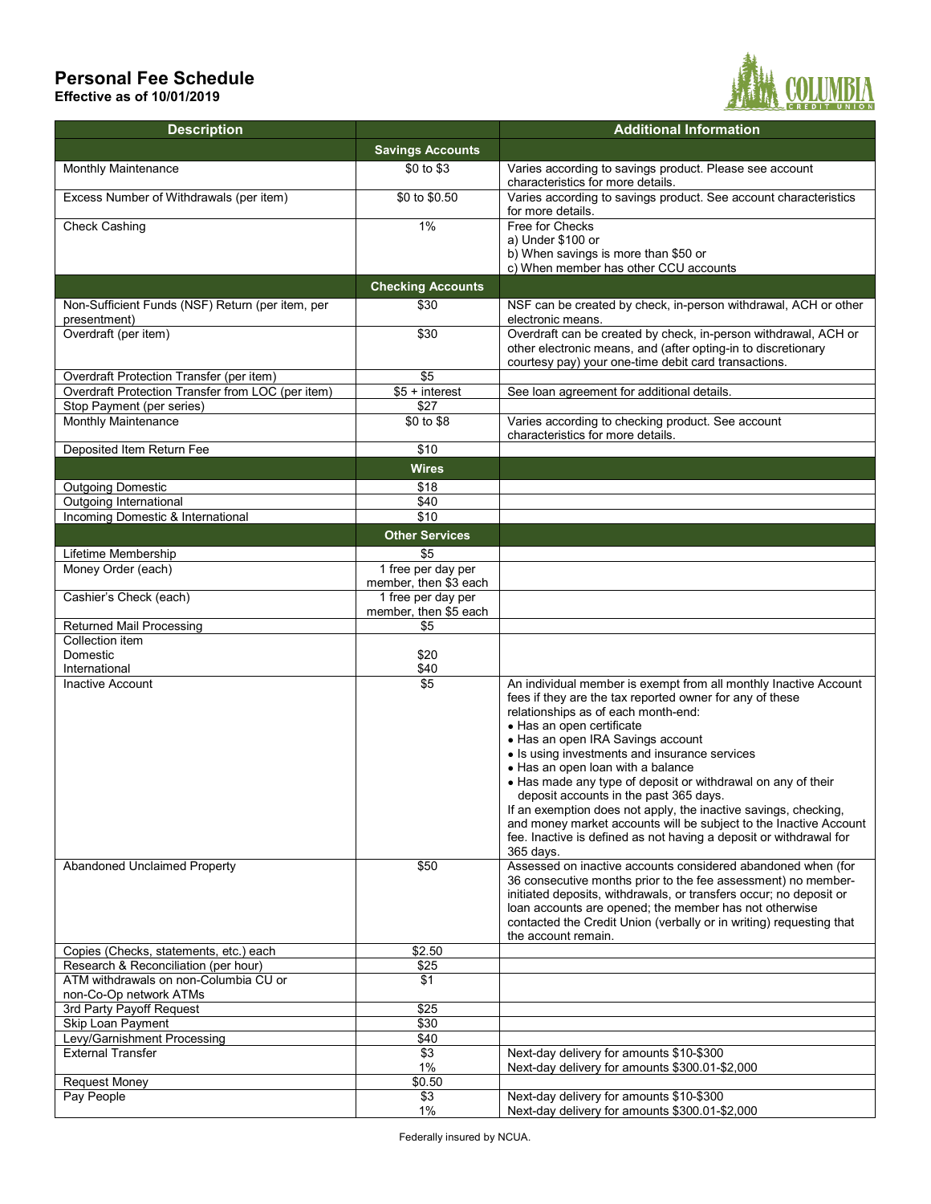# Personal Fee Schedule

**Effective as of 10/01/2019**

| Description | | Additional Information |
|---|---|---|
| | **Savings Accounts** | |
| Monthly Maintenance | $0 to $3 | Varies according to savings product. Please see account characteristics for more details. |
| Excess Number of Withdrawals (per item) | $0 to $0.50 | Varies according to savings product. See account characteristics for more details. |
| Check Cashing | 1% | Free for Checks<br>a) Under $100 or<br>b) When savings is more than $50 or<br>c) When member has other CCU accounts |
| | **Checking Accounts** | |
| Non-Sufficient Funds (NSF) Return (per item, per presentment) | $30 | NSF can be created by check, in-person withdrawal, ACH or other electronic means. |
| Overdraft (per item) | $30 | Overdraft can be created by check, in-person withdrawal, ACH or other electronic means, and (after opting-in to discretionary courtesy pay) your one-time debit card transactions. |
| Overdraft Protection Transfer (per item) | $5 | |
| Overdraft Protection Transfer from LOC (per item) | $5 + interest | See loan agreement for additional details. |
| Stop Payment (per series) | $27 | |
| Monthly Maintenance | $0 to $8 | Varies according to checking product. See account characteristics for more details. |
| Deposited Item Return Fee | $10 | |
| | **Wires** | |
| Outgoing Domestic | $18 | |
| Outgoing International | $40 | |
| Incoming Domestic & International | $10 | |
| | **Other Services** | |
| Lifetime Membership | $5 | |
| Money Order (each) | 1 free per day per member, then $3 each | |
| Cashier's Check (each) | 1 free per day per member, then $5 each | |
| Returned Mail Processing | $5 | |
| Collection item<br>Domestic<br>International | <br>$20<br>$40 | |
| Inactive Account | $5 | An individual member is exempt from all monthly Inactive Account fees if they are the tax reported owner for any of these relationships as of each month-end:<br>• Has an open certificate<br>• Has an open IRA Savings account<br>• Is using investments and insurance services<br>• Has an open loan with a balance<br>• Has made any type of deposit or withdrawal on any of their deposit accounts in the past 365 days.<br>If an exemption does not apply, the inactive savings, checking, and money market accounts will be subject to the Inactive Account fee. Inactive is defined as not having a deposit or withdrawal for 365 days. |
| Abandoned Unclaimed Property | $50 | Assessed on inactive accounts considered abandoned when (for 36 consecutive months prior to the fee assessment) no member-initiated deposits, withdrawals, or transfers occur; no deposit or loan accounts are opened; the member has not otherwise contacted the Credit Union (verbally or in writing) requesting that the account remain. |
| Copies (Checks, statements, etc.) each | $2.50 | |
| Research & Reconciliation (per hour) | $25 | |
| ATM withdrawals on non-Columbia CU or non-Co-Op network ATMs | $1 | |
| 3rd Party Payoff Request | $25 | |
| Skip Loan Payment | $30 | |
| Levy/Garnishment Processing | $40 | |
| External Transfer | $3<br>1% | Next-day delivery for amounts $10-$300<br>Next-day delivery for amounts $300.01-$2,000 |
| Request Money | $0.50 | |
| Pay People | $3<br>1% | Next-day delivery for amounts $10-$300<br>Next-day delivery for amounts $300.01-$2,000 |

Federally insured by NCUA.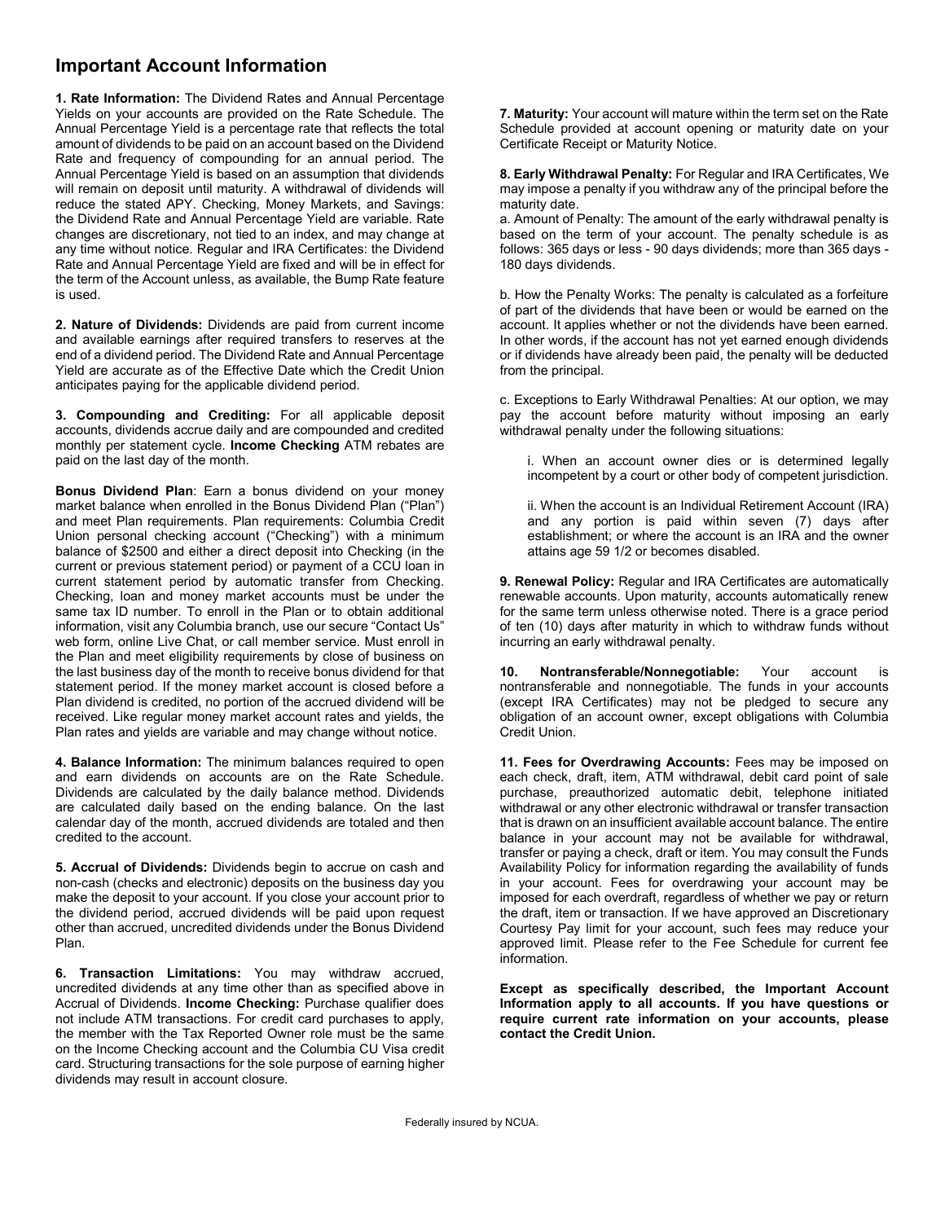## Important Account Information

**1. Rate Information:** The Dividend Rates and Annual Percentage Yields on your accounts are provided on the Rate Schedule. The Annual Percentage Yield is a percentage rate that reflects the total amount of dividends to be paid on an account based on the Dividend Rate and frequency of compounding for an annual period. The Annual Percentage Yield is based on an assumption that dividends will remain on deposit until maturity. A withdrawal of dividends will reduce the stated APY. Checking, Money Markets, and Savings: the Dividend Rate and Annual Percentage Yield are variable. Rate changes are discretionary, not tied to an index, and may change at any time without notice. Regular and IRA Certificates: the Dividend Rate and Annual Percentage Yield are fixed and will be in effect for the term of the Account unless, as available, the Bump Rate feature is used.

**2. Nature of Dividends:** Dividends are paid from current income and available earnings after required transfers to reserves at the end of a dividend period. The Dividend Rate and Annual Percentage Yield are accurate as of the Effective Date which the Credit Union anticipates paying for the applicable dividend period.

**3. Compounding and Crediting:** For all applicable deposit accounts, dividends accrue daily and are compounded and credited monthly per statement cycle. **Income Checking** ATM rebates are paid on the last day of the month.

**Bonus Dividend Plan**: Earn a bonus dividend on your money market balance when enrolled in the Bonus Dividend Plan ("Plan") and meet Plan requirements. Plan requirements: Columbia Credit Union personal checking account ("Checking") with a minimum balance of $2500 and either a direct deposit into Checking (in the current or previous statement period) or payment of a CCU loan in current statement period by automatic transfer from Checking. Checking, loan and money market accounts must be under the same tax ID number. To enroll in the Plan or to obtain additional information, visit any Columbia branch, use our secure "Contact Us" web form, online Live Chat, or call member service. Must enroll in the Plan and meet eligibility requirements by close of business on the last business day of the month to receive bonus dividend for that statement period. If the money market account is closed before a Plan dividend is credited, no portion of the accrued dividend will be received. Like regular money market account rates and yields, the Plan rates and yields are variable and may change without notice.

**4. Balance Information:** The minimum balances required to open and earn dividends on accounts are on the Rate Schedule. Dividends are calculated by the daily balance method. Dividends are calculated daily based on the ending balance. On the last calendar day of the month, accrued dividends are totaled and then credited to the account.

**5. Accrual of Dividends:** Dividends begin to accrue on cash and non-cash (checks and electronic) deposits on the business day you make the deposit to your account. If you close your account prior to the dividend period, accrued dividends will be paid upon request other than accrued, uncredited dividends under the Bonus Dividend Plan.

**6. Transaction Limitations:** You may withdraw accrued, uncredited dividends at any time other than as specified above in Accrual of Dividends. **Income Checking:** Purchase qualifier does not include ATM transactions. For credit card purchases to apply, the member with the Tax Reported Owner role must be the same on the Income Checking account and the Columbia CU Visa credit card. Structuring transactions for the sole purpose of earning higher dividends may result in account closure.

**7. Maturity:** Your account will mature within the term set on the Rate Schedule provided at account opening or maturity date on your Certificate Receipt or Maturity Notice.

**8. Early Withdrawal Penalty:** For Regular and IRA Certificates, We may impose a penalty if you withdraw any of the principal before the maturity date.

a. Amount of Penalty: The amount of the early withdrawal penalty is based on the term of your account. The penalty schedule is as follows: 365 days or less - 90 days dividends; more than 365 days - 180 days dividends.

b. How the Penalty Works: The penalty is calculated as a forfeiture of part of the dividends that have been or would be earned on the account. It applies whether or not the dividends have been earned. In other words, if the account has not yet earned enough dividends or if dividends have already been paid, the penalty will be deducted from the principal.

c. Exceptions to Early Withdrawal Penalties: At our option, we may pay the account before maturity without imposing an early withdrawal penalty under the following situations:

i. When an account owner dies or is determined legally incompetent by a court or other body of competent jurisdiction.

ii. When the account is an Individual Retirement Account (IRA) and any portion is paid within seven (7) days after establishment; or where the account is an IRA and the owner attains age 59 1/2 or becomes disabled.

**9. Renewal Policy:** Regular and IRA Certificates are automatically renewable accounts. Upon maturity, accounts automatically renew for the same term unless otherwise noted. There is a grace period of ten (10) days after maturity in which to withdraw funds without incurring an early withdrawal penalty.

**10. Nontransferable/Nonnegotiable:** Your account is nontransferable and nonnegotiable. The funds in your accounts (except IRA Certificates) may not be pledged to secure any obligation of an account owner, except obligations with Columbia Credit Union.

**11. Fees for Overdrawing Accounts:** Fees may be imposed on each check, draft, item, ATM withdrawal, debit card point of sale purchase, preauthorized automatic debit, telephone initiated withdrawal or any other electronic withdrawal or transfer transaction that is drawn on an insufficient available account balance. The entire balance in your account may not be available for withdrawal, transfer or paying a check, draft or item. You may consult the Funds Availability Policy for information regarding the availability of funds in your account. Fees for overdrawing your account may be imposed for each overdraft, regardless of whether we pay or return the draft, item or transaction. If we have approved an Discretionary Courtesy Pay limit for your account, such fees may reduce your approved limit. Please refer to the Fee Schedule for current fee information.

**Except as specifically described, the Important Account Information apply to all accounts. If you have questions or require current rate information on your accounts, please contact the Credit Union.**

Federally insured by NCUA.